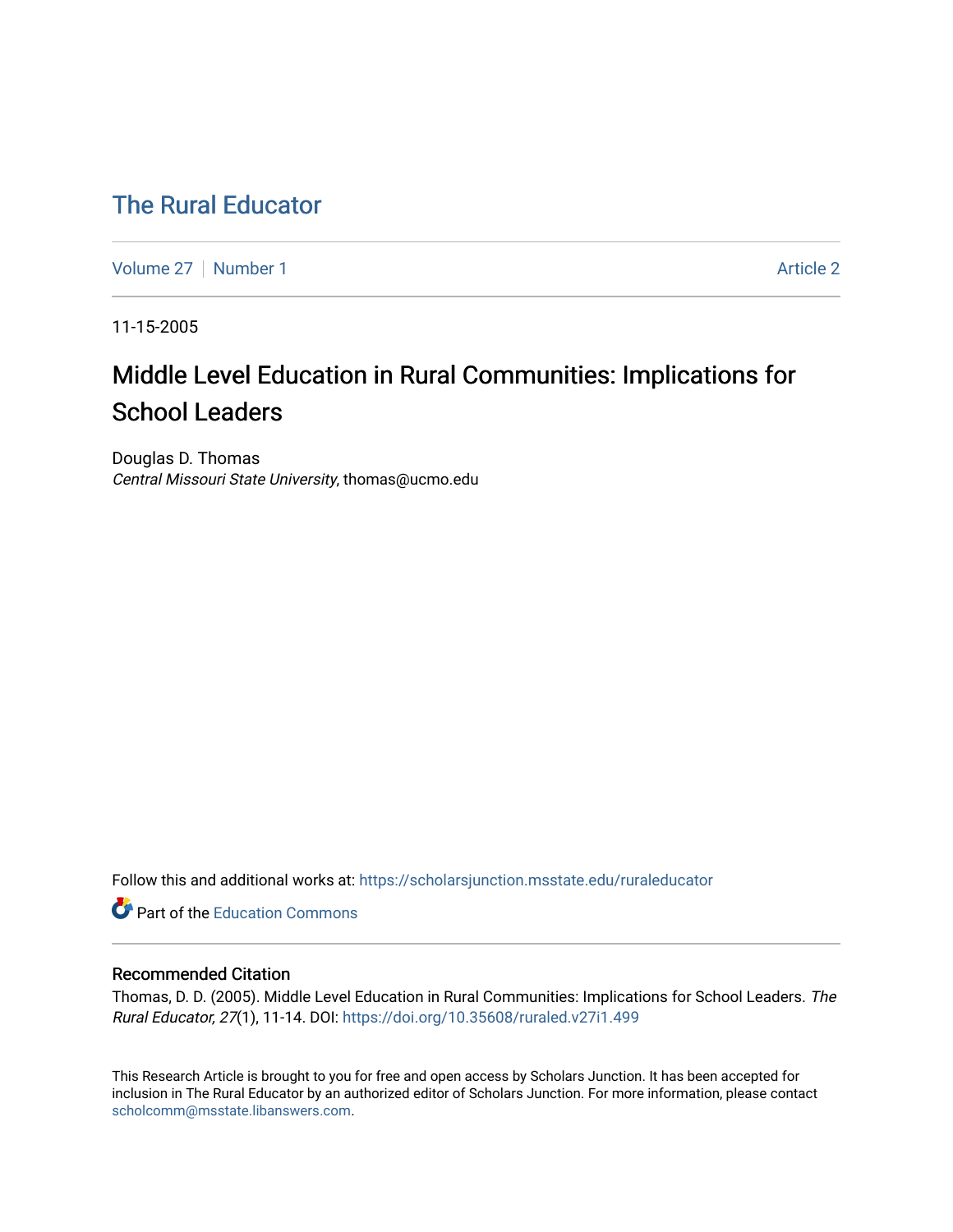# The Rural Educator

Volume 27 | Number 1 | Article 2

11-15-2005

## Middle Level Education in Rural Communities: Implications for School Leaders

Douglas D. Thomas
*Central Missouri State University*, thomas@ucmo.edu

Follow this and additional works at: https://scholarsjunction.msstate.edu/ruraleducator

Part of the Education Commons

### Recommended Citation

Thomas, D. D. (2005). Middle Level Education in Rural Communities: Implications for School Leaders. *The Rural Educator, 27*(1), 11-14. DOI: https://doi.org/10.35608/ruraled.v27i1.499

This Research Article is brought to you for free and open access by Scholars Junction. It has been accepted for inclusion in The Rural Educator by an authorized editor of Scholars Junction. For more information, please contact scholcomm@msstate.libanswers.com.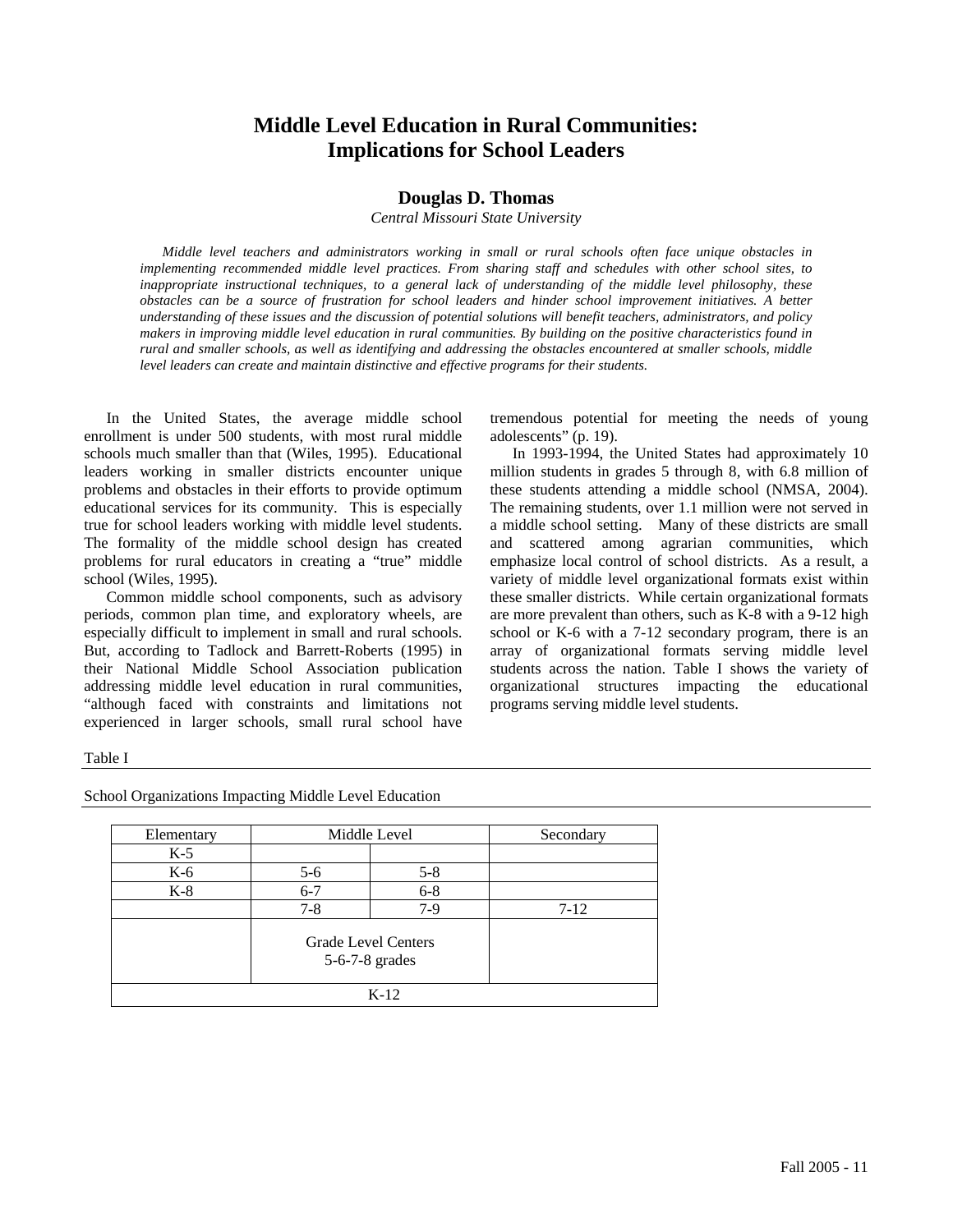# Middle Level Education in Rural Communities: Implications for School Leaders

**Douglas D. Thomas**

*Central Missouri State University*

*Middle level teachers and administrators working in small or rural schools often face unique obstacles in implementing recommended middle level practices. From sharing staff and schedules with other school sites, to inappropriate instructional techniques, to a general lack of understanding of the middle level philosophy, these obstacles can be a source of frustration for school leaders and hinder school improvement initiatives. A better understanding of these issues and the discussion of potential solutions will benefit teachers, administrators, and policy makers in improving middle level education in rural communities. By building on the positive characteristics found in rural and smaller schools, as well as identifying and addressing the obstacles encountered at smaller schools, middle level leaders can create and maintain distinctive and effective programs for their students.*

In the United States, the average middle school enrollment is under 500 students, with most rural middle schools much smaller than that (Wiles, 1995). Educational leaders working in smaller districts encounter unique problems and obstacles in their efforts to provide optimum educational services for its community. This is especially true for school leaders working with middle level students. The formality of the middle school design has created problems for rural educators in creating a "true" middle school (Wiles, 1995).

Common middle school components, such as advisory periods, common plan time, and exploratory wheels, are especially difficult to implement in small and rural schools. But, according to Tadlock and Barrett-Roberts (1995) in their National Middle School Association publication addressing middle level education in rural communities, "although faced with constraints and limitations not experienced in larger schools, small rural school have tremendous potential for meeting the needs of young adolescents" (p. 19).

In 1993-1994, the United States had approximately 10 million students in grades 5 through 8, with 6.8 million of these students attending a middle school (NMSA, 2004). The remaining students, over 1.1 million were not served in a middle school setting. Many of these districts are small and scattered among agrarian communities, which emphasize local control of school districts. As a result, a variety of middle level organizational formats exist within these smaller districts. While certain organizational formats are more prevalent than others, such as K-8 with a 9-12 high school or K-6 with a 7-12 secondary program, there is an array of organizational formats serving middle level students across the nation. Table I shows the variety of organizational structures impacting the educational programs serving middle level students.

Table I

School Organizations Impacting Middle Level Education

| Elementary | Middle Level | | Secondary |
|---|---|---|---|
| K-5 | | | |
| K-6 | 5-6 | 5-8 | |
| K-8 | 6-7 | 6-8 | |
| | 7-8 | 7-9 | 7-12 |
| | Grade Level Centers 5-6-7-8 grades | | |
| K-12 | | | |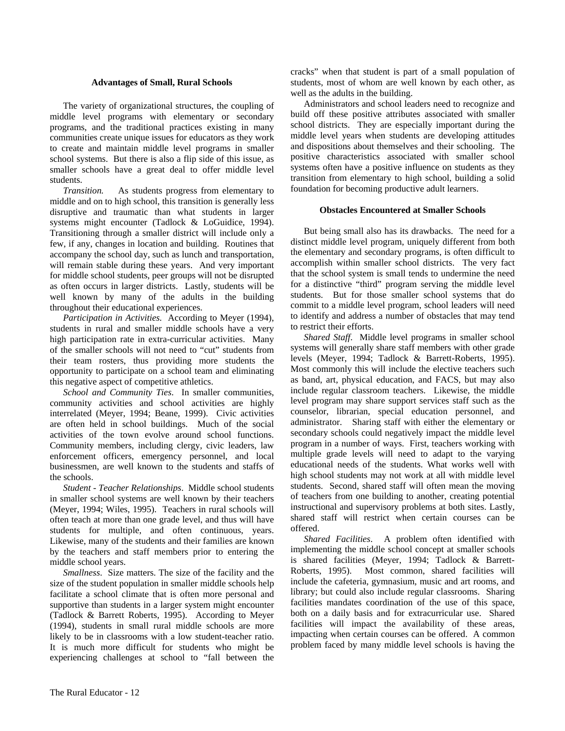### Advantages of Small, Rural Schools

The variety of organizational structures, the coupling of middle level programs with elementary or secondary programs, and the traditional practices existing in many communities create unique issues for educators as they work to create and maintain middle level programs in smaller school systems. But there is also a flip side of this issue, as smaller schools have a great deal to offer middle level students.

*Transition.* As students progress from elementary to middle and on to high school, this transition is generally less disruptive and traumatic than what students in larger systems might encounter (Tadlock & LoGuidice, 1994). Transitioning through a smaller district will include only a few, if any, changes in location and building. Routines that accompany the school day, such as lunch and transportation, will remain stable during these years. And very important for middle school students, peer groups will not be disrupted as often occurs in larger districts. Lastly, students will be well known by many of the adults in the building throughout their educational experiences.

*Participation in Activities.* According to Meyer (1994), students in rural and smaller middle schools have a very high participation rate in extra-curricular activities. Many of the smaller schools will not need to "cut" students from their team rosters, thus providing more students the opportunity to participate on a school team and eliminating this negative aspect of competitive athletics.

*School and Community Ties*. In smaller communities, community activities and school activities are highly interrelated (Meyer, 1994; Beane, 1999). Civic activities are often held in school buildings. Much of the social activities of the town evolve around school functions. Community members, including clergy, civic leaders, law enforcement officers, emergency personnel, and local businessmen, are well known to the students and staffs of the schools.

*Student - Teacher Relationships*. Middle school students in smaller school systems are well known by their teachers (Meyer, 1994; Wiles, 1995). Teachers in rural schools will often teach at more than one grade level, and thus will have students for multiple, and often continuous, years. Likewise, many of the students and their families are known by the teachers and staff members prior to entering the middle school years.

*Smallness*. Size matters. The size of the facility and the size of the student population in smaller middle schools help facilitate a school climate that is often more personal and supportive than students in a larger system might encounter (Tadlock & Barrett Roberts, 1995). According to Meyer (1994), students in small rural middle schools are more likely to be in classrooms with a low student-teacher ratio. It is much more difficult for students who might be experiencing challenges at school to "fall between the cracks" when that student is part of a small population of students, most of whom are well known by each other, as well as the adults in the building.

Administrators and school leaders need to recognize and build off these positive attributes associated with smaller school districts. They are especially important during the middle level years when students are developing attitudes and dispositions about themselves and their schooling. The positive characteristics associated with smaller school systems often have a positive influence on students as they transition from elementary to high school, building a solid foundation for becoming productive adult learners.

### Obstacles Encountered at Smaller Schools

But being small also has its drawbacks. The need for a distinct middle level program, uniquely different from both the elementary and secondary programs, is often difficult to accomplish within smaller school districts. The very fact that the school system is small tends to undermine the need for a distinctive "third" program serving the middle level students. But for those smaller school systems that do commit to a middle level program, school leaders will need to identify and address a number of obstacles that may tend to restrict their efforts.

*Shared Staff*. Middle level programs in smaller school systems will generally share staff members with other grade levels (Meyer, 1994; Tadlock & Barrett-Roberts, 1995). Most commonly this will include the elective teachers such as band, art, physical education, and FACS, but may also include regular classroom teachers. Likewise, the middle level program may share support services staff such as the counselor, librarian, special education personnel, and administrator. Sharing staff with either the elementary or secondary schools could negatively impact the middle level program in a number of ways. First, teachers working with multiple grade levels will need to adapt to the varying educational needs of the students. What works well with high school students may not work at all with middle level students. Second, shared staff will often mean the moving of teachers from one building to another, creating potential instructional and supervisory problems at both sites. Lastly, shared staff will restrict when certain courses can be offered.

*Shared Facilities*. A problem often identified with implementing the middle school concept at smaller schools is shared facilities (Meyer, 1994; Tadlock & Barrett-Roberts, 1995). Most common, shared facilities will include the cafeteria, gymnasium, music and art rooms, and library; but could also include regular classrooms. Sharing facilities mandates coordination of the use of this space, both on a daily basis and for extracurricular use. Shared facilities will impact the availability of these areas, impacting when certain courses can be offered. A common problem faced by many middle level schools is having the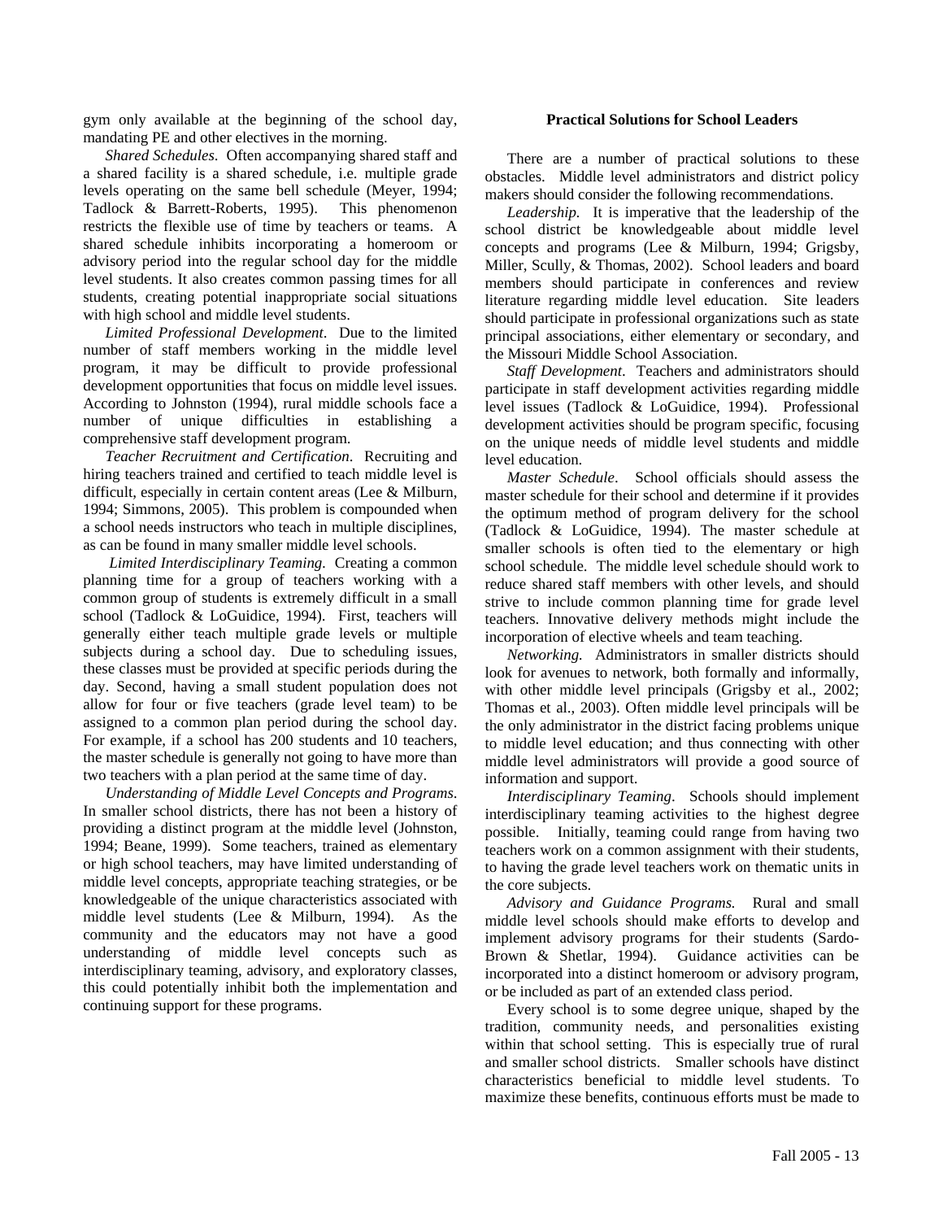gym only available at the beginning of the school day, mandating PE and other electives in the morning.

*Shared Schedules*. Often accompanying shared staff and a shared facility is a shared schedule, i.e. multiple grade levels operating on the same bell schedule (Meyer, 1994; Tadlock & Barrett-Roberts, 1995). This phenomenon restricts the flexible use of time by teachers or teams. A shared schedule inhibits incorporating a homeroom or advisory period into the regular school day for the middle level students. It also creates common passing times for all students, creating potential inappropriate social situations with high school and middle level students.

*Limited Professional Development*. Due to the limited number of staff members working in the middle level program, it may be difficult to provide professional development opportunities that focus on middle level issues. According to Johnston (1994), rural middle schools face a number of unique difficulties in establishing a comprehensive staff development program.

*Teacher Recruitment and Certification*. Recruiting and hiring teachers trained and certified to teach middle level is difficult, especially in certain content areas (Lee & Milburn, 1994; Simmons, 2005). This problem is compounded when a school needs instructors who teach in multiple disciplines, as can be found in many smaller middle level schools.

*Limited Interdisciplinary Teaming*. Creating a common planning time for a group of teachers working with a common group of students is extremely difficult in a small school (Tadlock & LoGuidice, 1994). First, teachers will generally either teach multiple grade levels or multiple subjects during a school day. Due to scheduling issues, these classes must be provided at specific periods during the day. Second, having a small student population does not allow for four or five teachers (grade level team) to be assigned to a common plan period during the school day. For example, if a school has 200 students and 10 teachers, the master schedule is generally not going to have more than two teachers with a plan period at the same time of day.

*Understanding of Middle Level Concepts and Programs*. In smaller school districts, there has not been a history of providing a distinct program at the middle level (Johnston, 1994; Beane, 1999). Some teachers, trained as elementary or high school teachers, may have limited understanding of middle level concepts, appropriate teaching strategies, or be knowledgeable of the unique characteristics associated with middle level students (Lee & Milburn, 1994). As the community and the educators may not have a good understanding of middle level concepts such as interdisciplinary teaming, advisory, and exploratory classes, this could potentially inhibit both the implementation and continuing support for these programs.

### Practical Solutions for School Leaders

There are a number of practical solutions to these obstacles. Middle level administrators and district policy makers should consider the following recommendations.

*Leadership.* It is imperative that the leadership of the school district be knowledgeable about middle level concepts and programs (Lee & Milburn, 1994; Grigsby, Miller, Scully, & Thomas, 2002). School leaders and board members should participate in conferences and review literature regarding middle level education. Site leaders should participate in professional organizations such as state principal associations, either elementary or secondary, and the Missouri Middle School Association.

*Staff Development*. Teachers and administrators should participate in staff development activities regarding middle level issues (Tadlock & LoGuidice, 1994). Professional development activities should be program specific, focusing on the unique needs of middle level students and middle level education.

*Master Schedule*. School officials should assess the master schedule for their school and determine if it provides the optimum method of program delivery for the school (Tadlock & LoGuidice, 1994). The master schedule at smaller schools is often tied to the elementary or high school schedule. The middle level schedule should work to reduce shared staff members with other levels, and should strive to include common planning time for grade level teachers. Innovative delivery methods might include the incorporation of elective wheels and team teaching.

*Networking.* Administrators in smaller districts should look for avenues to network, both formally and informally, with other middle level principals (Grigsby et al., 2002; Thomas et al., 2003). Often middle level principals will be the only administrator in the district facing problems unique to middle level education; and thus connecting with other middle level administrators will provide a good source of information and support.

*Interdisciplinary Teaming*. Schools should implement interdisciplinary teaming activities to the highest degree possible. Initially, teaming could range from having two teachers work on a common assignment with their students, to having the grade level teachers work on thematic units in the core subjects.

*Advisory and Guidance Programs.* Rural and small middle level schools should make efforts to develop and implement advisory programs for their students (Sardo-Brown & Shetlar, 1994). Guidance activities can be incorporated into a distinct homeroom or advisory program, or be included as part of an extended class period.

Every school is to some degree unique, shaped by the tradition, community needs, and personalities existing within that school setting. This is especially true of rural and smaller school districts. Smaller schools have distinct characteristics beneficial to middle level students. To maximize these benefits, continuous efforts must be made to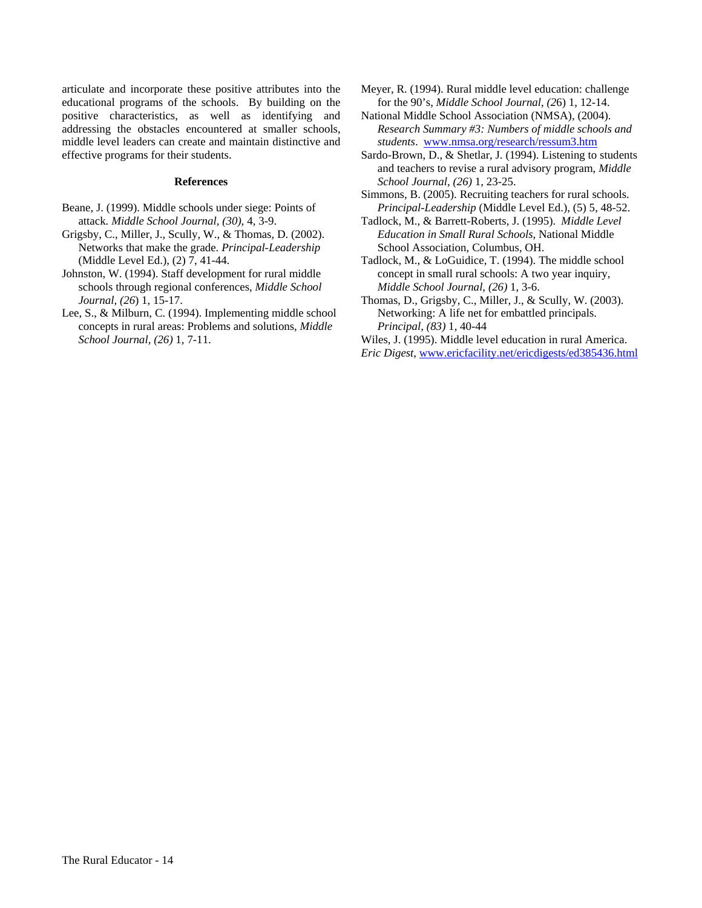articulate and incorporate these positive attributes into the educational programs of the schools. By building on the positive characteristics, as well as identifying and addressing the obstacles encountered at smaller schools, middle level leaders can create and maintain distinctive and effective programs for their students.

## References

Beane, J. (1999). Middle schools under siege: Points of attack. *Middle School Journal, (30)*, 4, 3-9.

Grigsby, C., Miller, J., Scully, W., & Thomas, D. (2002). Networks that make the grade. *Principal-Leadership* (Middle Level Ed.), (2) 7, 41-44.

Johnston, W. (1994). Staff development for rural middle schools through regional conferences, *Middle School Journal, (26*) 1, 15-17.

Lee, S., & Milburn, C. (1994). Implementing middle school concepts in rural areas: Problems and solutions, *Middle School Journal*, *(26)* 1, 7-11.

Meyer, R. (1994). Rural middle level education: challenge for the 90's, *Middle School Journal, (2*6) 1, 12-14.

National Middle School Association (NMSA), (2004). *Research Summary #3: Numbers of middle schools and students*. www.nmsa.org/research/ressum3.htm

Sardo-Brown, D., & Shetlar, J. (1994). Listening to students and teachers to revise a rural advisory program, *Middle School Journal, (26)* 1, 23-25.

Simmons, B. (2005). Recruiting teachers for rural schools. *Principal-Leadership* (Middle Level Ed.), (5) 5, 48-52.

Tadlock, M., & Barrett-Roberts, J. (1995). *Middle Level Education in Small Rural Schools*, National Middle School Association, Columbus, OH.

Tadlock, M., & LoGuidice, T. (1994). The middle school concept in small rural schools: A two year inquiry, *Middle School Journal, (26)* 1, 3-6.

Thomas, D., Grigsby, C., Miller, J., & Scully, W. (2003). Networking: A life net for embattled principals. *Principal, (83)* 1, 40-44

Wiles, J. (1995). Middle level education in rural America. *Eric Digest*, www.ericfacility.net/ericdigests/ed385436.html